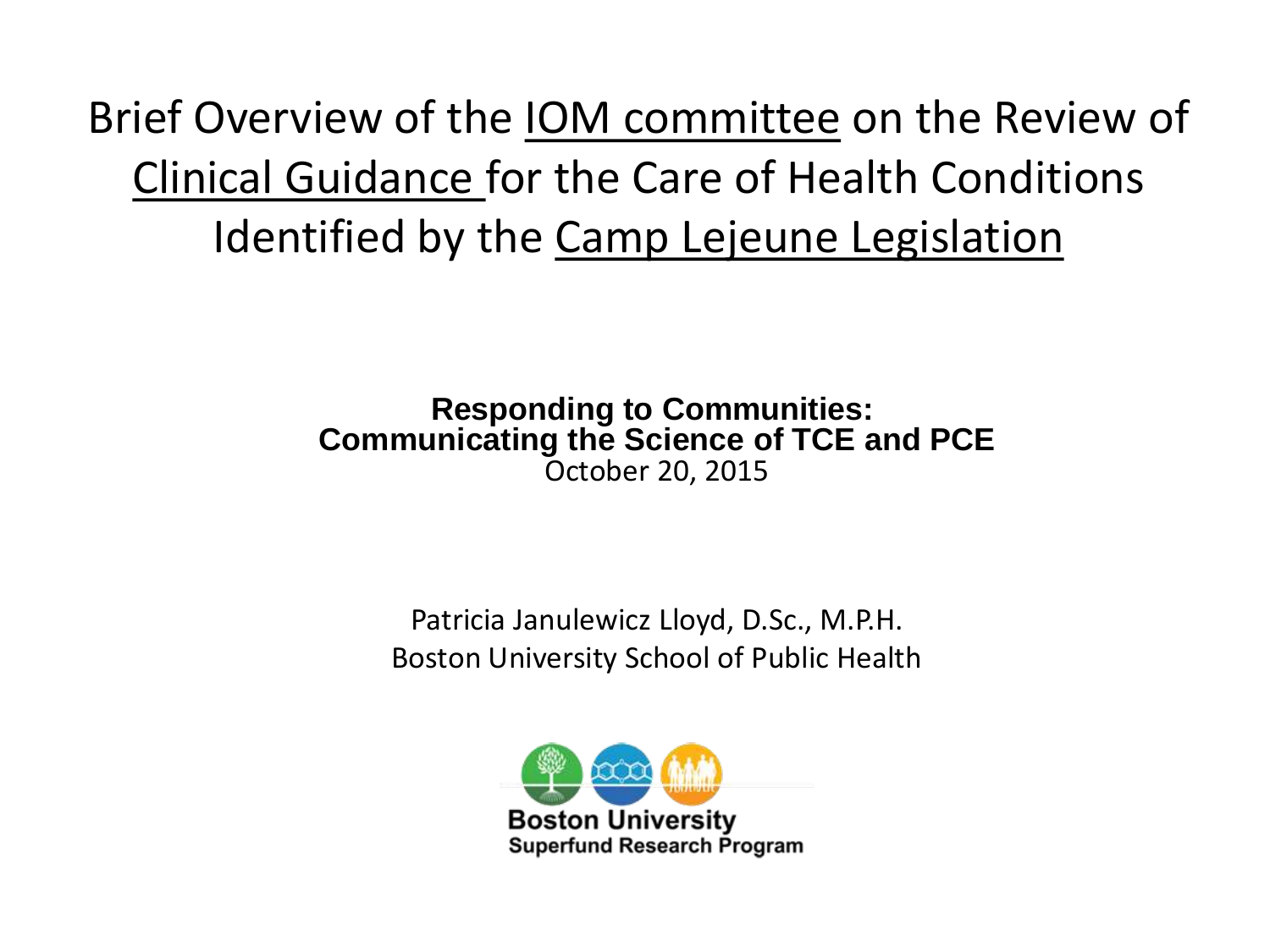# Brief Overview of the IOM committee on the Review of Clinical Guidance for the Care of Health Conditions Identified by the Camp Lejeune Legislation

**Responding to Communities:**
**Communicating the Science of TCE and PCE**
October 20, 2015

Patricia Janulewicz Lloyd, D.Sc., M.P.H.
Boston University School of Public Health

Boston University
Superfund Research Program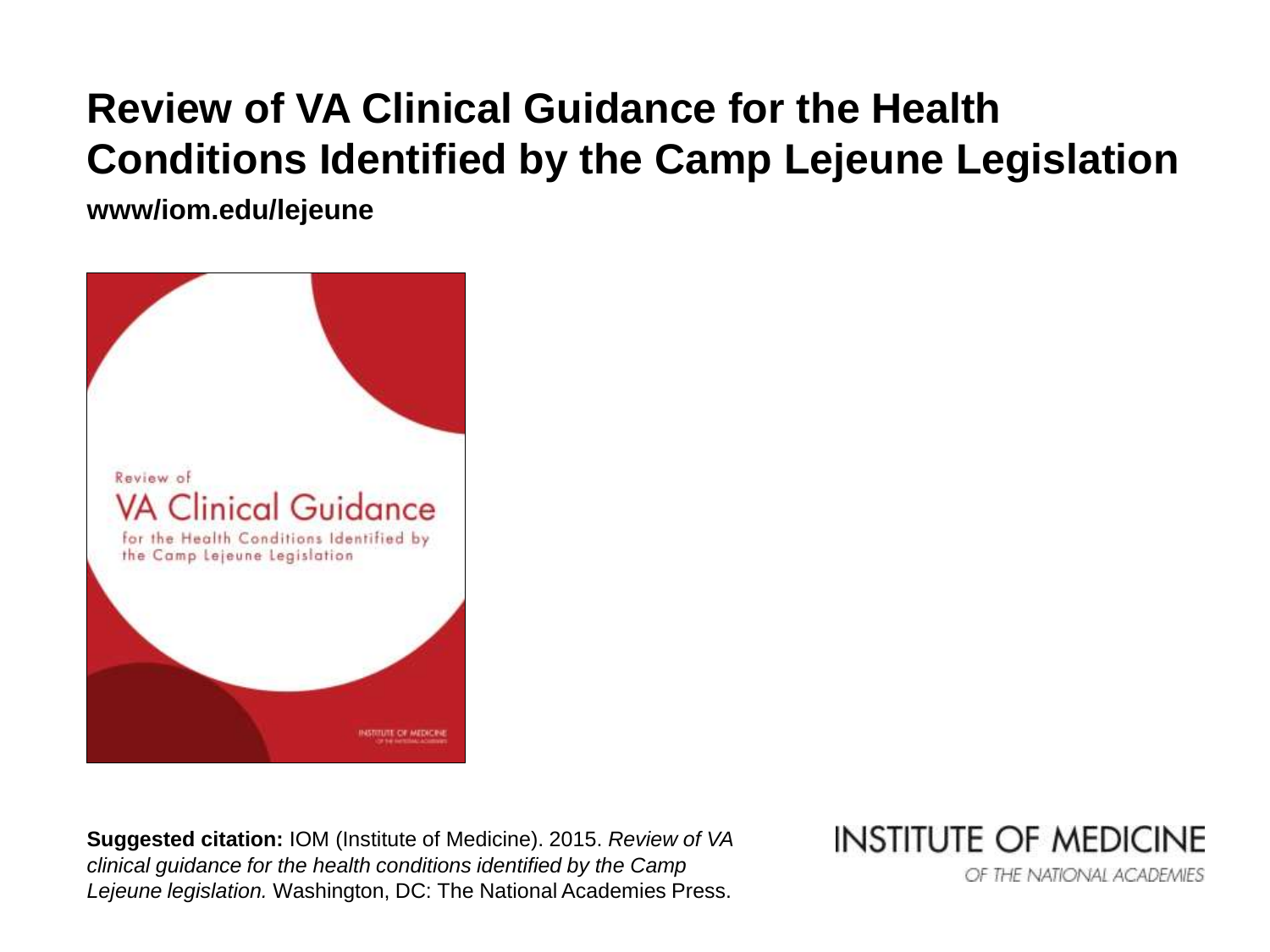# Review of VA Clinical Guidance for the Health Conditions Identified by the Camp Lejeune Legislation

**www/iom.edu/lejeune**

**Suggested citation:** IOM (Institute of Medicine). 2015. *Review of VA clinical guidance for the health conditions identified by the Camp Lejeune legislation.* Washington, DC: The National Academies Press.

INSTITUTE OF MEDICINE
OF THE NATIONAL ACADEMIES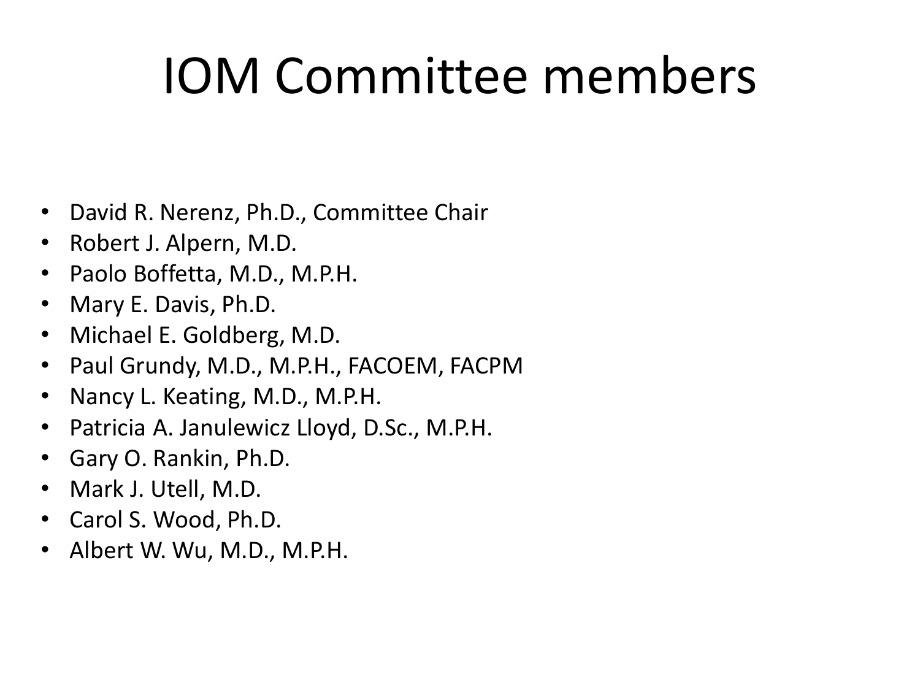# IOM Committee members

- David R. Nerenz, Ph.D., Committee Chair
- Robert J. Alpern, M.D.
- Paolo Boffetta, M.D., M.P.H.
- Mary E. Davis, Ph.D.
- Michael E. Goldberg, M.D.
- Paul Grundy, M.D., M.P.H., FACOEM, FACPM
- Nancy L. Keating, M.D., M.P.H.
- Patricia A. Janulewicz Lloyd, D.Sc., M.P.H.
- Gary O. Rankin, Ph.D.
- Mark J. Utell, M.D.
- Carol S. Wood, Ph.D.
- Albert W. Wu, M.D., M.P.H.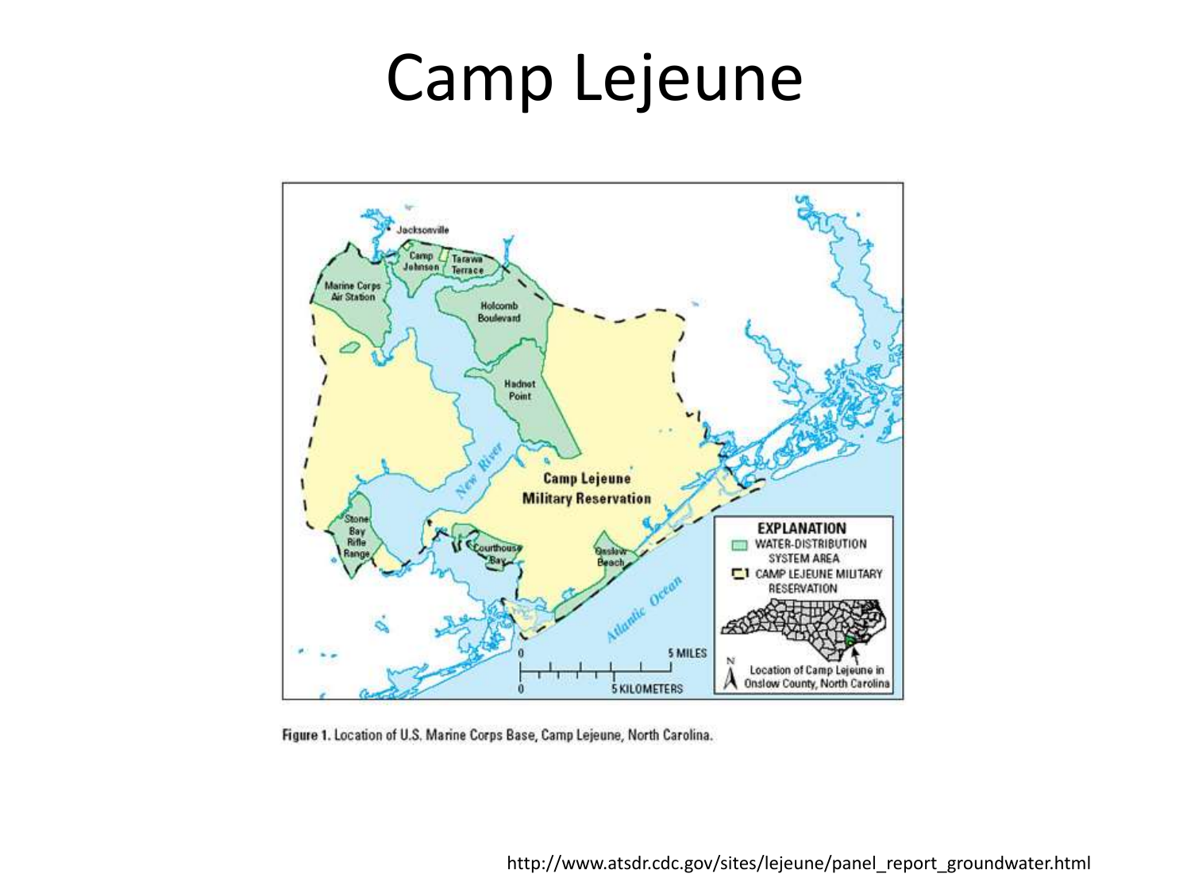# Camp Lejeune

Figure 1. Location of U.S. Marine Corps Base, Camp Lejeune, North Carolina.

http://www.atsdr.cdc.gov/sites/lejeune/panel_report_groundwater.html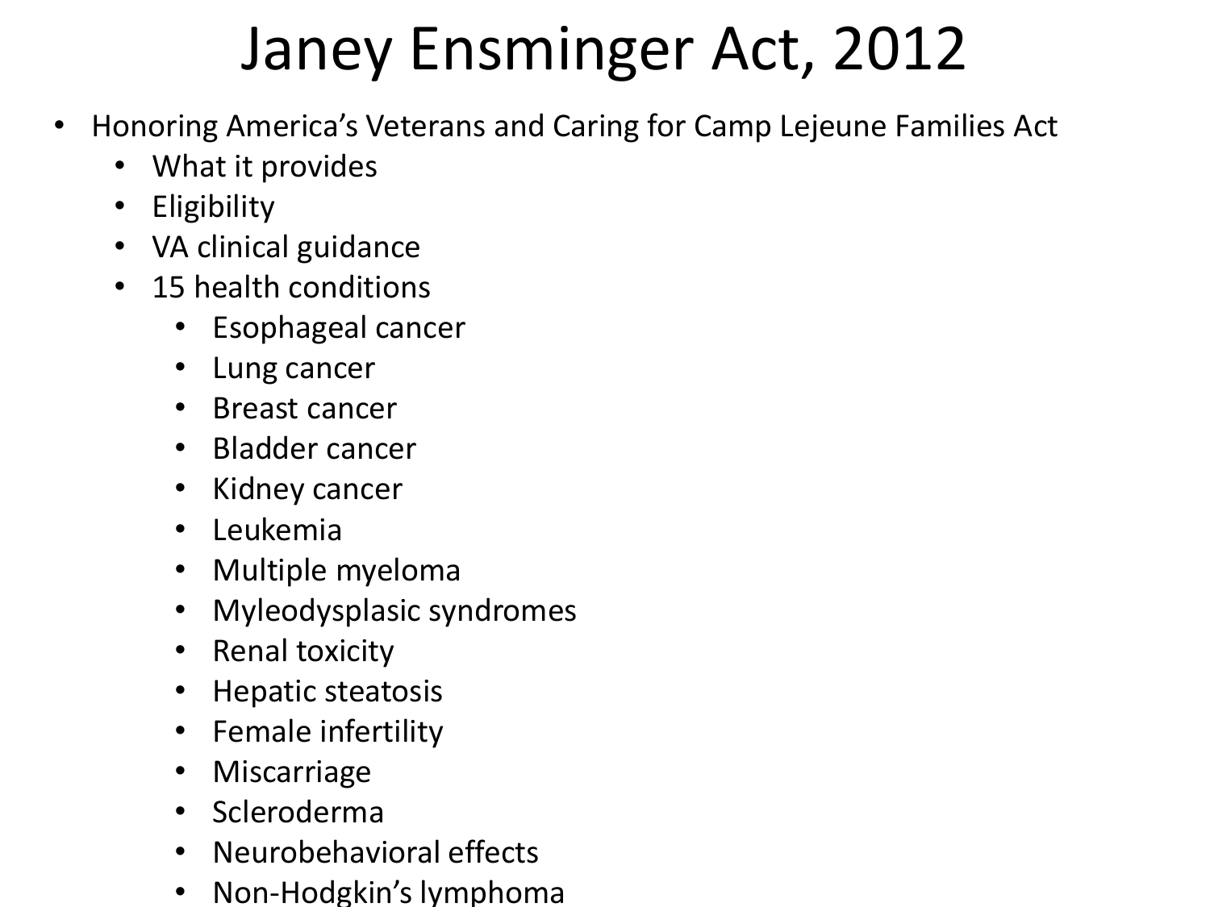# Janey Ensminger Act, 2012

- Honoring America's Veterans and Caring for Camp Lejeune Families Act
  - What it provides
  - Eligibility
  - VA clinical guidance
  - 15 health conditions
    - Esophageal cancer
    - Lung cancer
    - Breast cancer
    - Bladder cancer
    - Kidney cancer
    - Leukemia
    - Multiple myeloma
    - Myleodysplasic syndromes
    - Renal toxicity
    - Hepatic steatosis
    - Female infertility
    - Miscarriage
    - Scleroderma
    - Neurobehavioral effects
    - Non-Hodgkin's lymphoma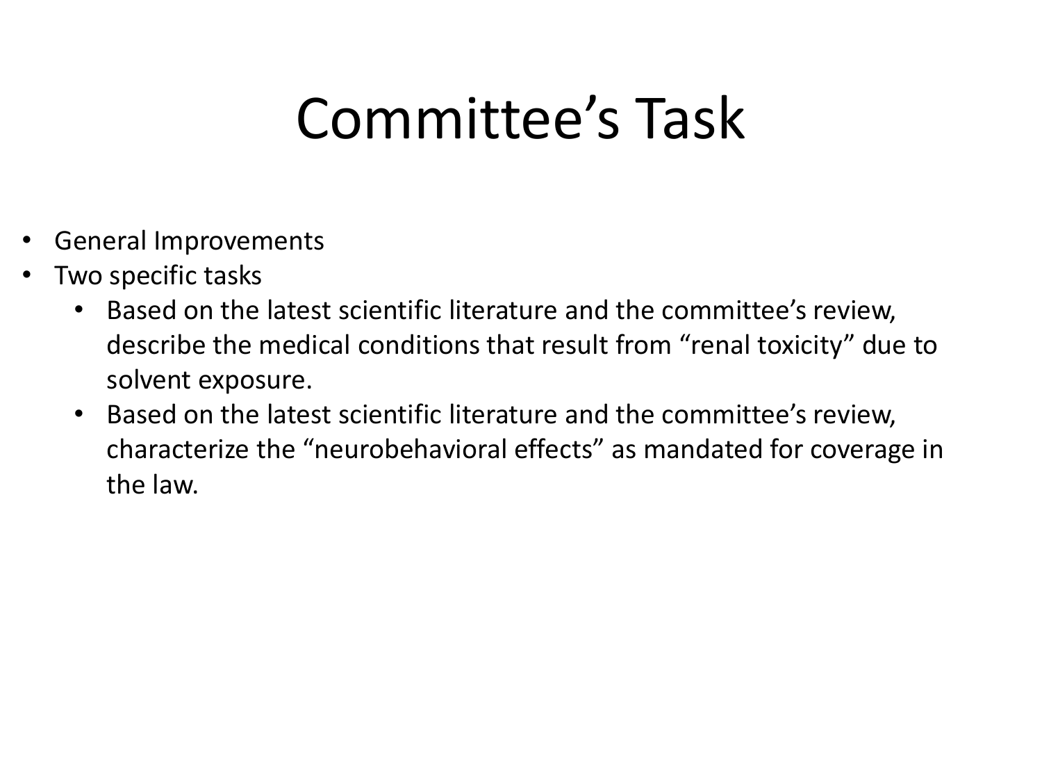# Committee’s Task

- General Improvements
- Two specific tasks
  - Based on the latest scientific literature and the committee’s review, describe the medical conditions that result from “renal toxicity” due to solvent exposure.
  - Based on the latest scientific literature and the committee’s review, characterize the “neurobehavioral effects” as mandated for coverage in the law.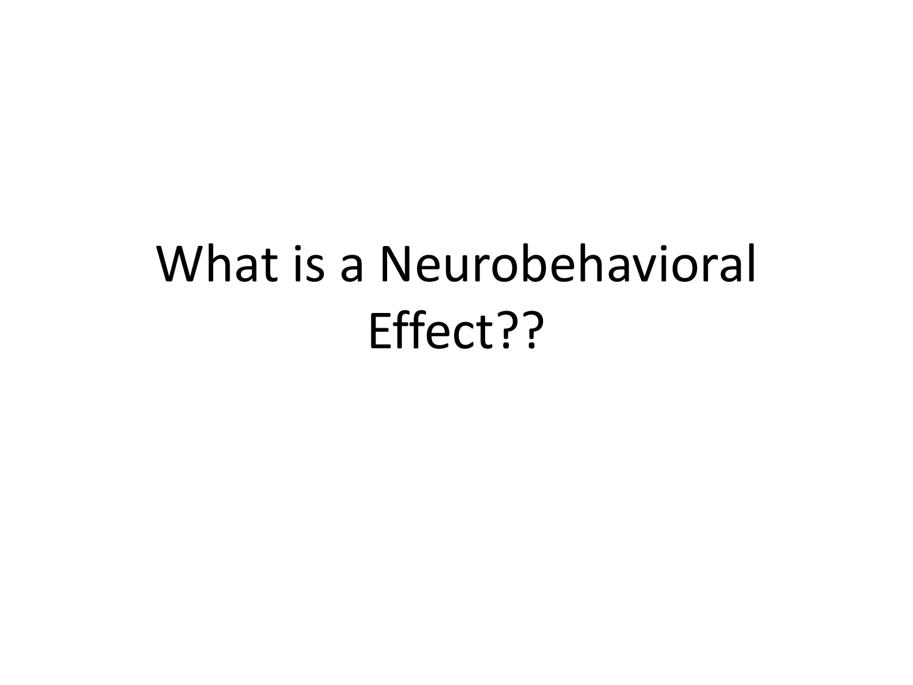# What is a Neurobehavioral Effect??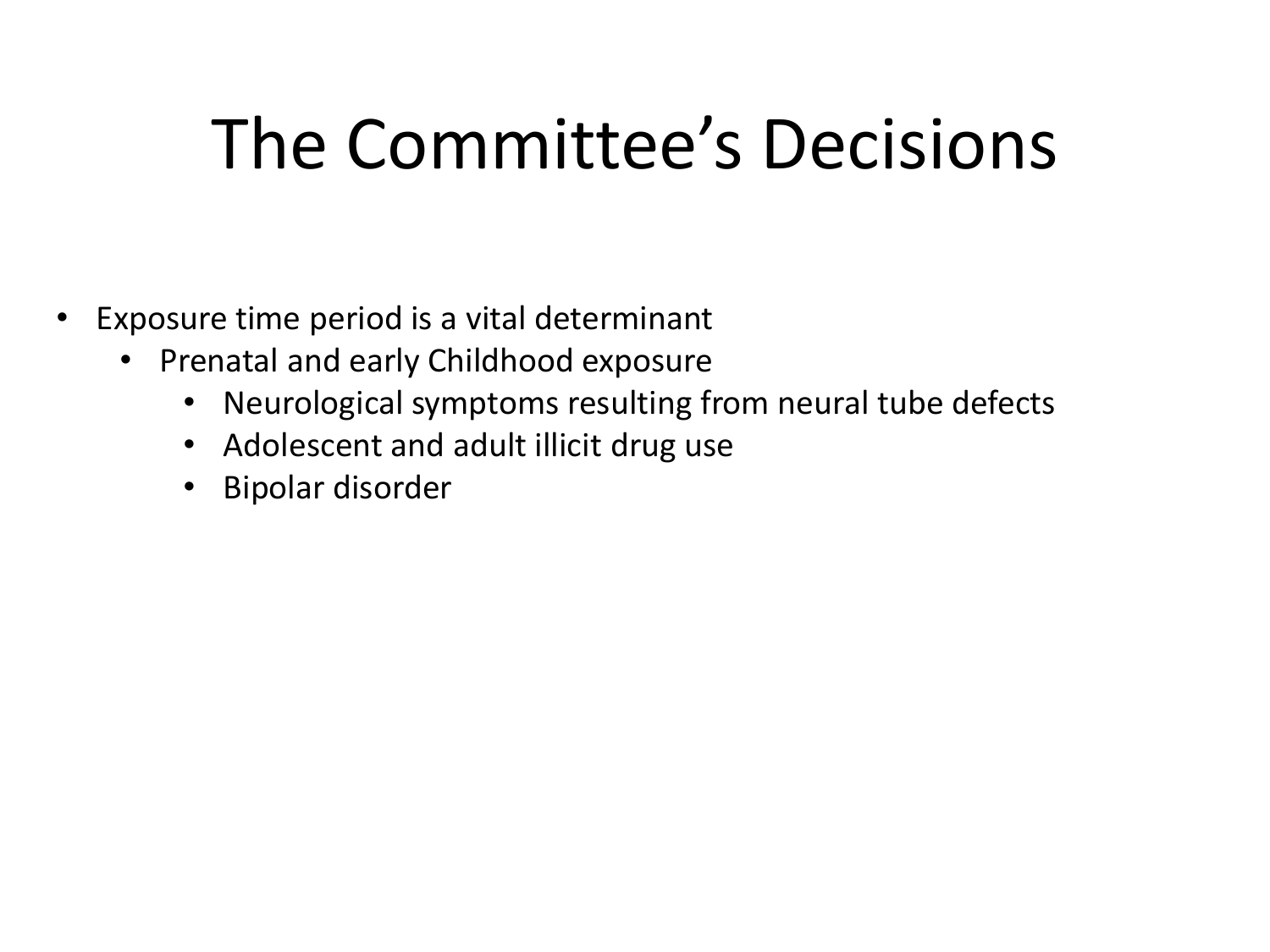# The Committee's Decisions

- Exposure time period is a vital determinant
  - Prenatal and early Childhood exposure
    - Neurological symptoms resulting from neural tube defects
    - Adolescent and adult illicit drug use
    - Bipolar disorder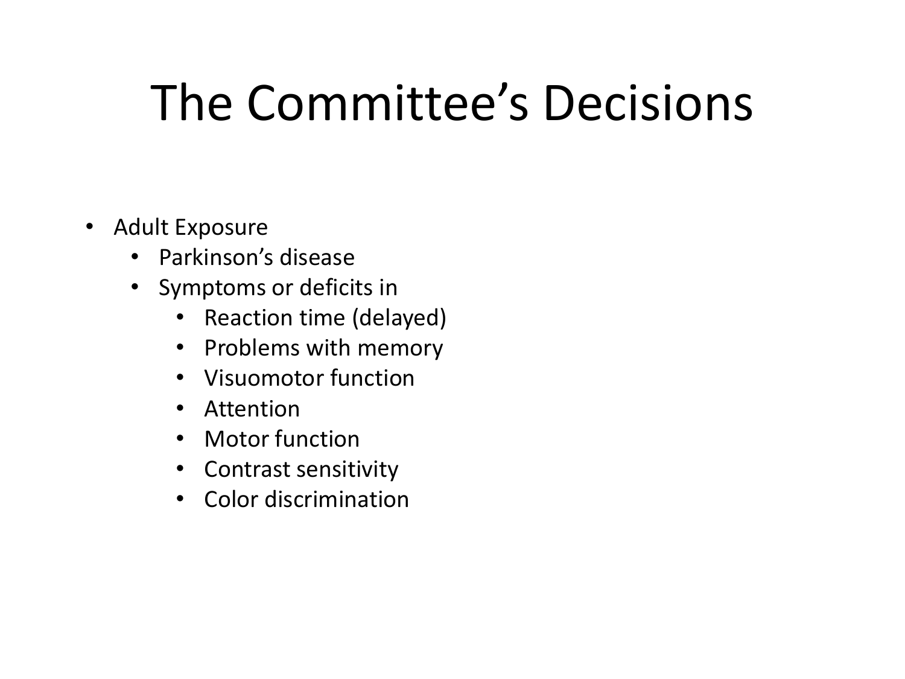# The Committee's Decisions

- Adult Exposure
    - Parkinson's disease
    - Symptoms or deficits in
        - Reaction time (delayed)
        - Problems with memory
        - Visuomotor function
        - Attention
        - Motor function
        - Contrast sensitivity
        - Color discrimination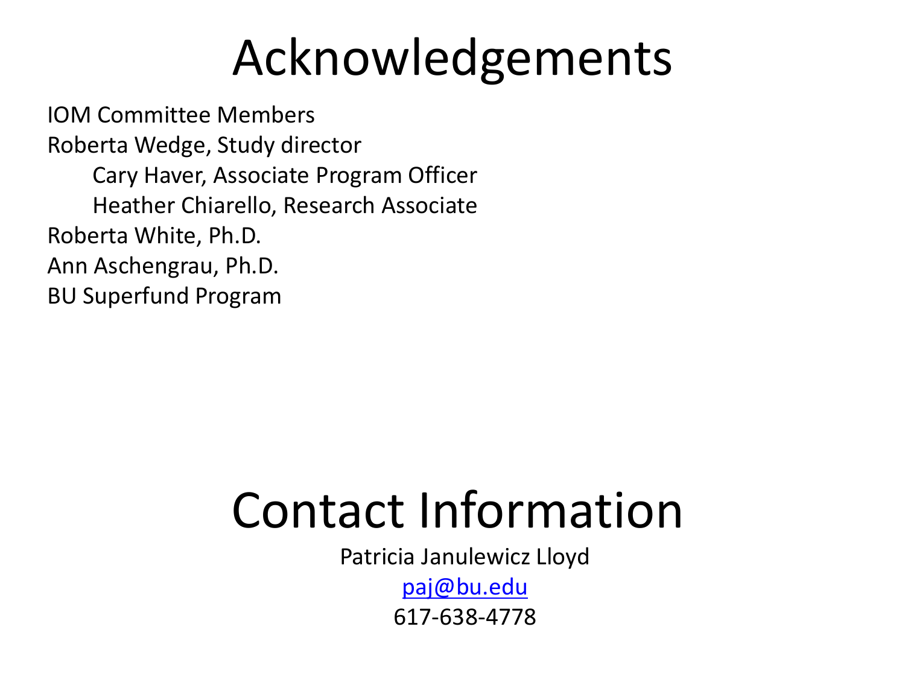# Acknowledgements

IOM Committee Members

Roberta Wedge, Study director

- Cary Haver, Associate Program Officer
- Heather Chiarello, Research Associate

Roberta White, Ph.D.

Ann Aschengrau, Ph.D.

BU Superfund Program

# Contact Information

Patricia Janulewicz Lloyd

paj@bu.edu

617-638-4778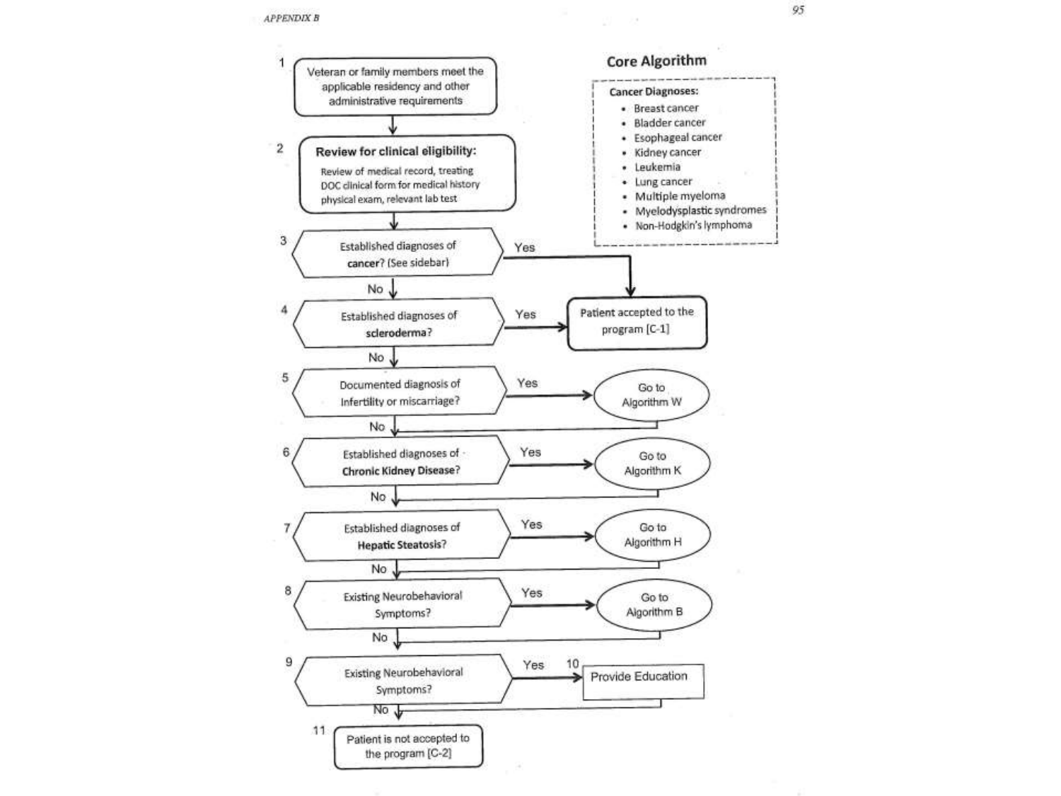## Core Algorithm

**Cancer Diagnoses:**

- Breast cancer
- Bladder cancer
- Esophageal cancer
- Kidney cancer
- Leukemia
- Lung cancer
- Multiple myeloma
- Myelodysplastic syndromes
- Non-Hodgkin's lymphoma

1. Veteran or family members meet the applicable residency and other administrative requirements

2. **Review for clinical eligibility:** Review of medical record, treating DOC clinical form for medical history physical exam, relevant lab test

3. Established diagnoses of **cancer**? (See sidebar)
   - Yes → Patient accepted to the program [C-1]
   - No → 4

4. Established diagnoses of **scleroderma**?
   - Yes → Patient accepted to the program [C-1]
   - No → 5

5. Documented diagnosis of Infertility or miscarriage?
   - Yes → Go to Algorithm W
   - No → 6

6. Established diagnoses of **Chronic Kidney Disease**?
   - Yes → Go to Algorithm K
   - No → 7

7. Established diagnoses of **Hepatic Steatosis**?
   - Yes → Go to Algorithm H
   - No → 8

8. Existing Neurobehavioral Symptoms?
   - Yes → Go to Algorithm B
   - No → 9

9. Existing Neurobehavioral Symptoms?
   - Yes → 10. Provide Education
   - No → 11

11. Patient is not accepted to the program [C-2]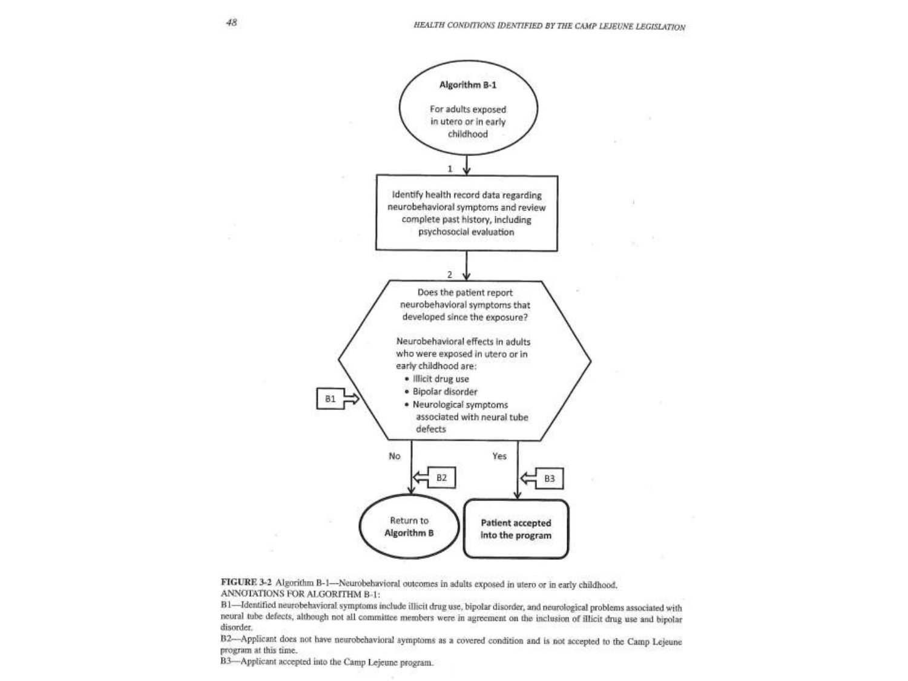Algorithm B-1

For adults exposed in utero or in early childhood

1

Identify health record data regarding neurobehavioral symptoms and review complete past history, including psychosocial evaluation

2

Does the patient report neurobehavioral symptoms that developed since the exposure?

Neurobehavioral effects in adults who were exposed in utero or in early childhood are:

- Illicit drug use
- Bipolar disorder
- Neurological symptoms associated with neural tube defects

B1

No — B2 — Return to Algorithm B

Yes — B3 — Patient accepted into the program

**FIGURE 3-2** Algorithm B-1—Neurobehavioral outcomes in adults exposed in utero or in early childhood.

ANNOTATIONS FOR ALGORITHM B-1:

B1—Identified neurobehavioral symptoms include illicit drug use, bipolar disorder, and neurological problems associated with neural tube defects, although not all committee members were in agreement on the inclusion of illicit drug use and bipolar disorder.

B2—Applicant does not have neurobehavioral symptoms as a covered condition and is not accepted to the Camp Lejeune program at this time.

B3—Applicant accepted into the Camp Lejeune program.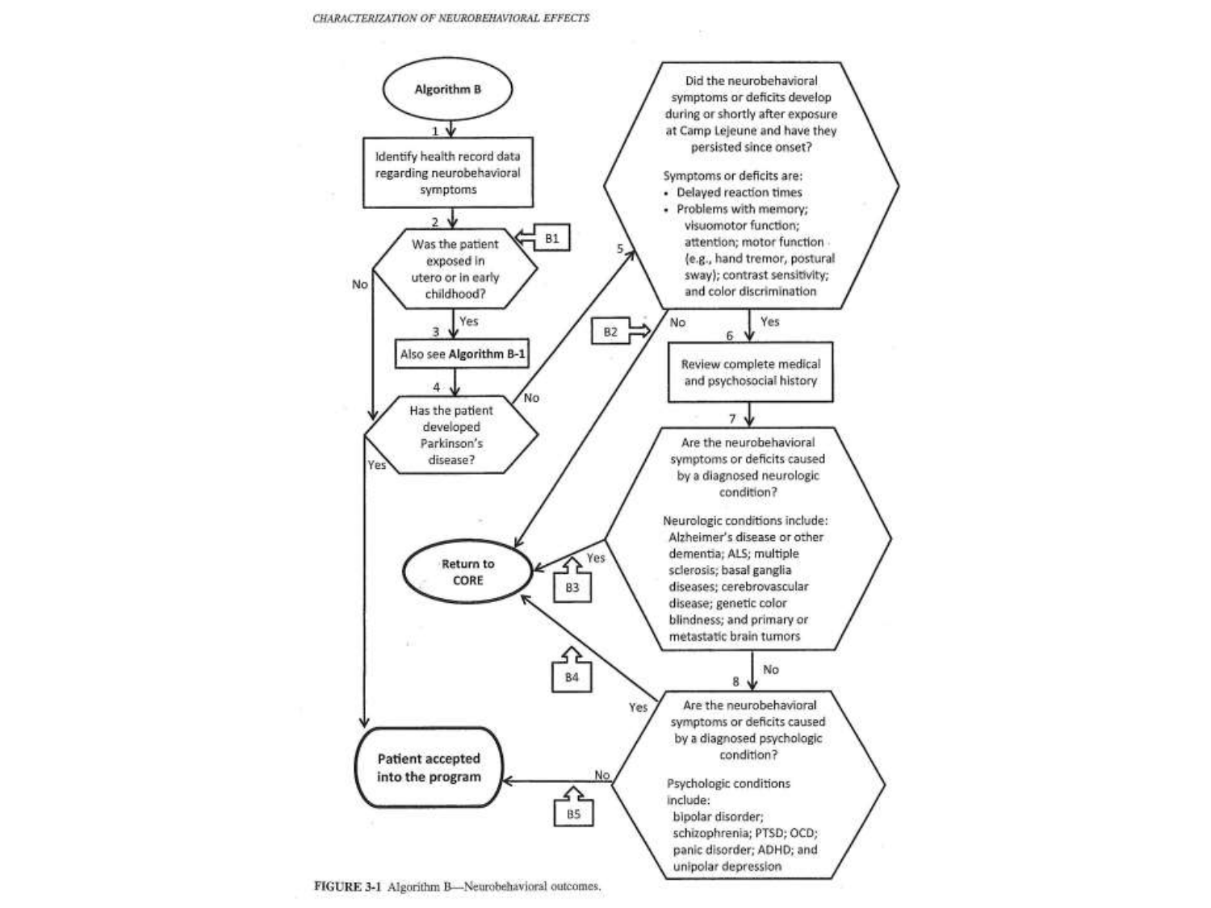Algorithm B

1

Identify health record data regarding neurobehavioral symptoms

2

Was the patient exposed in utero or in early childhood?

B1

No

Yes

3

Also see **Algorithm B-1**

4

Has the patient developed Parkinson's disease?

Yes

No

5

Did the neurobehavioral symptoms or deficits develop during or shortly after exposure at Camp Lejeune and have they persisted since onset?

Symptoms or deficits are:

- Delayed reaction times
- Problems with memory; visuomotor function; attention; motor function (e.g., hand tremor, postural sway); contrast sensitivity; and color discrimination

B2

No

Yes

6

Review complete medical and psychosocial history

7

Are the neurobehavioral symptoms or deficits caused by a diagnosed neurologic condition?

Neurologic conditions include: Alzheimer's disease or other dementia; ALS; multiple sclerosis; basal ganglia diseases; cerebrovascular disease; genetic color blindness; and primary or metastatic brain tumors

Yes

B3

Return to CORE

No

8

Are the neurobehavioral symptoms or deficits caused by a diagnosed psychologic condition?

Psychologic conditions include: bipolar disorder; schizophrenia; PTSD; OCD; panic disorder; ADHD; and unipolar depression

Yes

B4

No

B5

Patient accepted into the program

FIGURE 3-1 Algorithm B—Neurobehavioral outcomes.